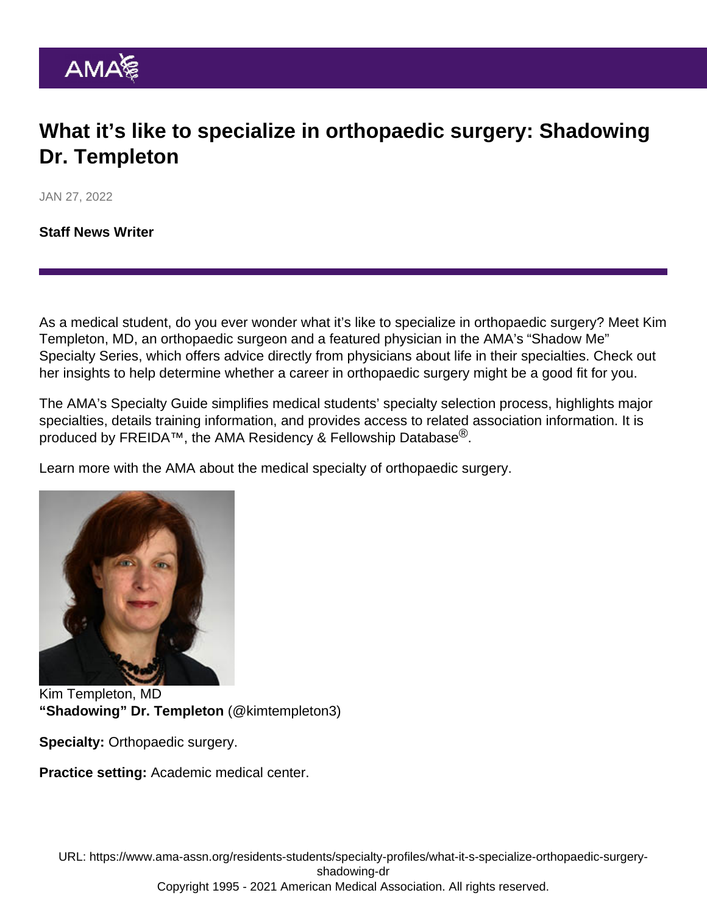# What it's like to specialize in orthopaedic surgery: Shadowing Dr. Templeton

JAN 27, 2022

**Staff News Writer**

As a medical student, do you ever wonder what it's like to specialize in orthopaedic surgery? Meet Kim Templeton, MD, an orthopaedic surgeon and a featured physician in the AMA's "Shadow Me" Specialty Series, which offers advice directly from physicians about life in their specialties. Check out her insights to help determine whether a career in orthopaedic surgery might be a good fit for you.

The AMA's Specialty Guide simplifies medical students' specialty selection process, highlights major specialties, details training information, and provides access to related association information. It is produced by FREIDA™, the AMA Residency & Fellowship Database®.

Learn more with the AMA about the medical specialty of orthopaedic surgery.

Kim Templeton, MD

**"Shadowing" Dr. Templeton** (@kimtempleton3)

**Specialty:** Orthopaedic surgery.

**Practice setting:** Academic medical center.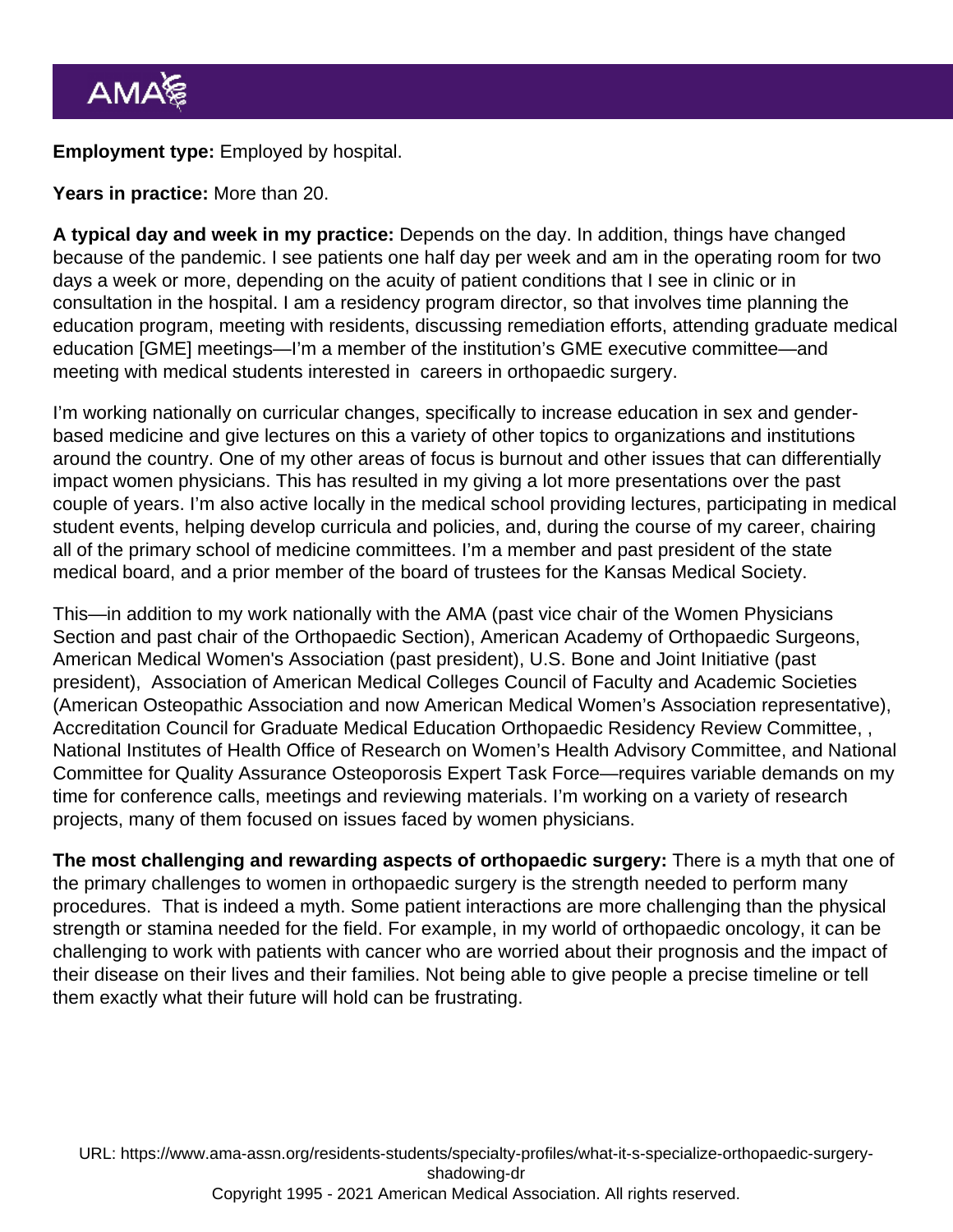**Employment type:** Employed by hospital.

**Years in practice:** More than 20.

**A typical day and week in my practice:** Depends on the day. In addition, things have changed because of the pandemic. I see patients one half day per week and am in the operating room for two days a week or more, depending on the acuity of patient conditions that I see in clinic or in consultation in the hospital. I am a residency program director, so that involves time planning the education program, meeting with residents, discussing remediation efforts, attending graduate medical education [GME] meetings—I'm a member of the institution's GME executive committee—and meeting with medical students interested in careers in orthopaedic surgery.

I'm working nationally on curricular changes, specifically to increase education in sex and gender-based medicine and give lectures on this a variety of other topics to organizations and institutions around the country. One of my other areas of focus is burnout and other issues that can differentially impact women physicians. This has resulted in my giving a lot more presentations over the past couple of years. I'm also active locally in the medical school providing lectures, participating in medical student events, helping develop curricula and policies, and, during the course of my career, chairing all of the primary school of medicine committees. I'm a member and past president of the state medical board, and a prior member of the board of trustees for the Kansas Medical Society.

This—in addition to my work nationally with the AMA (past vice chair of the Women Physicians Section and past chair of the Orthopaedic Section), American Academy of Orthopaedic Surgeons, American Medical Women's Association (past president), U.S. Bone and Joint Initiative (past president), Association of American Medical Colleges Council of Faculty and Academic Societies (American Osteopathic Association and now American Medical Women's Association representative), Accreditation Council for Graduate Medical Education Orthopaedic Residency Review Committee, , National Institutes of Health Office of Research on Women's Health Advisory Committee, and National Committee for Quality Assurance Osteoporosis Expert Task Force—requires variable demands on my time for conference calls, meetings and reviewing materials. I'm working on a variety of research projects, many of them focused on issues faced by women physicians.

**The most challenging and rewarding aspects of orthopaedic surgery:** There is a myth that one of the primary challenges to women in orthopaedic surgery is the strength needed to perform many procedures. That is indeed a myth. Some patient interactions are more challenging than the physical strength or stamina needed for the field. For example, in my world of orthopaedic oncology, it can be challenging to work with patients with cancer who are worried about their prognosis and the impact of their disease on their lives and their families. Not being able to give people a precise timeline or tell them exactly what their future will hold can be frustrating.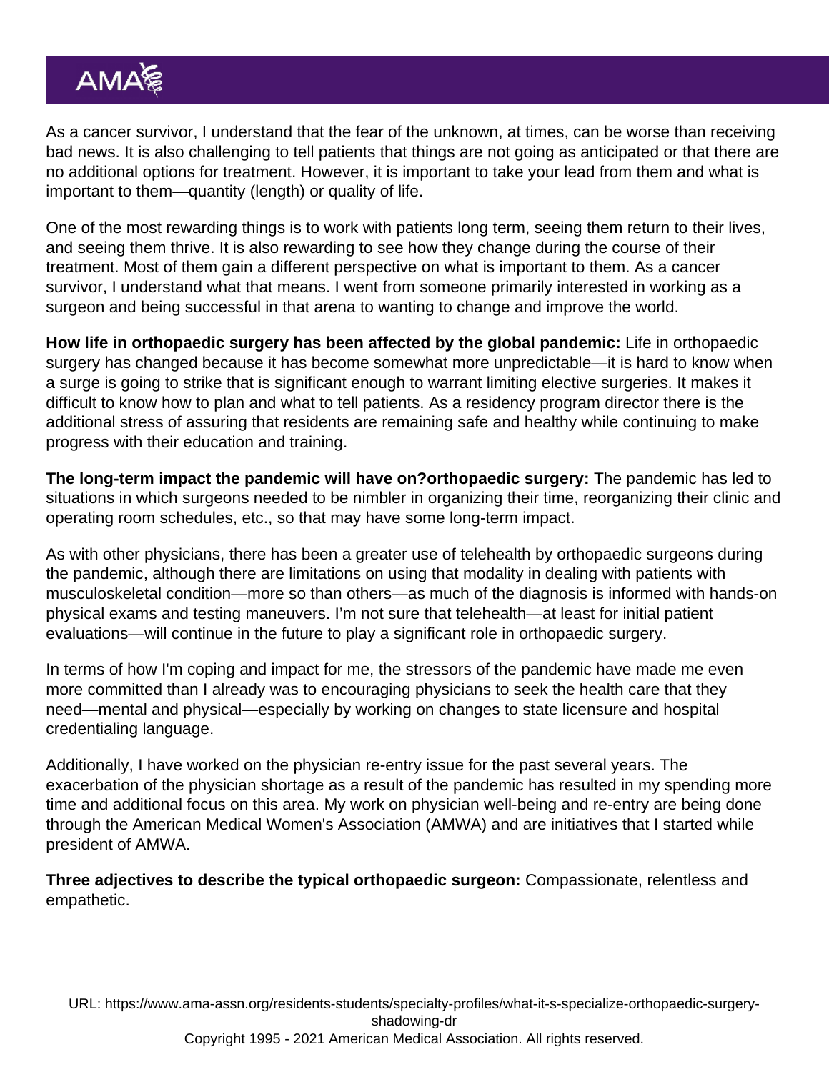As a cancer survivor, I understand that the fear of the unknown, at times, can be worse than receiving bad news. It is also challenging to tell patients that things are not going as anticipated or that there are no additional options for treatment. However, it is important to take your lead from them and what is important to them—quantity (length) or quality of life.

One of the most rewarding things is to work with patients long term, seeing them return to their lives, and seeing them thrive. It is also rewarding to see how they change during the course of their treatment. Most of them gain a different perspective on what is important to them. As a cancer survivor, I understand what that means. I went from someone primarily interested in working as a surgeon and being successful in that arena to wanting to change and improve the world.

**How life in orthopaedic surgery has been affected by the global pandemic:** Life in orthopaedic surgery has changed because it has become somewhat more unpredictable—it is hard to know when a surge is going to strike that is significant enough to warrant limiting elective surgeries. It makes it difficult to know how to plan and what to tell patients. As a residency program director there is the additional stress of assuring that residents are remaining safe and healthy while continuing to make progress with their education and training.

**The long-term impact the pandemic will have on?orthopaedic surgery:** The pandemic has led to situations in which surgeons needed to be nimbler in organizing their time, reorganizing their clinic and operating room schedules, etc., so that may have some long-term impact.

As with other physicians, there has been a greater use of telehealth by orthopaedic surgeons during the pandemic, although there are limitations on using that modality in dealing with patients with musculoskeletal condition—more so than others—as much of the diagnosis is informed with hands-on physical exams and testing maneuvers. I'm not sure that telehealth—at least for initial patient evaluations—will continue in the future to play a significant role in orthopaedic surgery.

In terms of how I'm coping and impact for me, the stressors of the pandemic have made me even more committed than I already was to encouraging physicians to seek the health care that they need—mental and physical—especially by working on changes to state licensure and hospital credentialing language.

Additionally, I have worked on the physician re-entry issue for the past several years. The exacerbation of the physician shortage as a result of the pandemic has resulted in my spending more time and additional focus on this area. My work on physician well-being and re-entry are being done through the American Medical Women's Association (AMWA) and are initiatives that I started while president of AMWA.

**Three adjectives to describe the typical orthopaedic surgeon:** Compassionate, relentless and empathetic.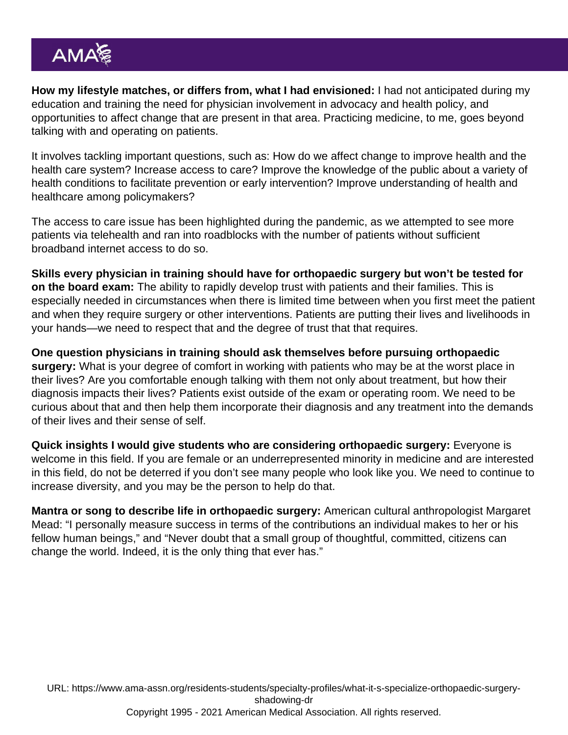**How my lifestyle matches, or differs from, what I had envisioned:** I had not anticipated during my education and training the need for physician involvement in advocacy and health policy, and opportunities to affect change that are present in that area. Practicing medicine, to me, goes beyond talking with and operating on patients.

It involves tackling important questions, such as: How do we affect change to improve health and the health care system? Increase access to care? Improve the knowledge of the public about a variety of health conditions to facilitate prevention or early intervention? Improve understanding of health and healthcare among policymakers?

The access to care issue has been highlighted during the pandemic, as we attempted to see more patients via telehealth and ran into roadblocks with the number of patients without sufficient broadband internet access to do so.

**Skills every physician in training should have for orthopaedic surgery but won't be tested for on the board exam:** The ability to rapidly develop trust with patients and their families. This is especially needed in circumstances when there is limited time between when you first meet the patient and when they require surgery or other interventions. Patients are putting their lives and livelihoods in your hands—we need to respect that and the degree of trust that that requires.

**One question physicians in training should ask themselves before pursuing orthopaedic surgery:** What is your degree of comfort in working with patients who may be at the worst place in their lives? Are you comfortable enough talking with them not only about treatment, but how their diagnosis impacts their lives? Patients exist outside of the exam or operating room. We need to be curious about that and then help them incorporate their diagnosis and any treatment into the demands of their lives and their sense of self.

**Quick insights I would give students who are considering orthopaedic surgery:** Everyone is welcome in this field. If you are female or an underrepresented minority in medicine and are interested in this field, do not be deterred if you don't see many people who look like you. We need to continue to increase diversity, and you may be the person to help do that.

**Mantra or song to describe life in orthopaedic surgery:** American cultural anthropologist Margaret Mead: "I personally measure success in terms of the contributions an individual makes to her or his fellow human beings," and "Never doubt that a small group of thoughtful, committed, citizens can change the world. Indeed, it is the only thing that ever has."